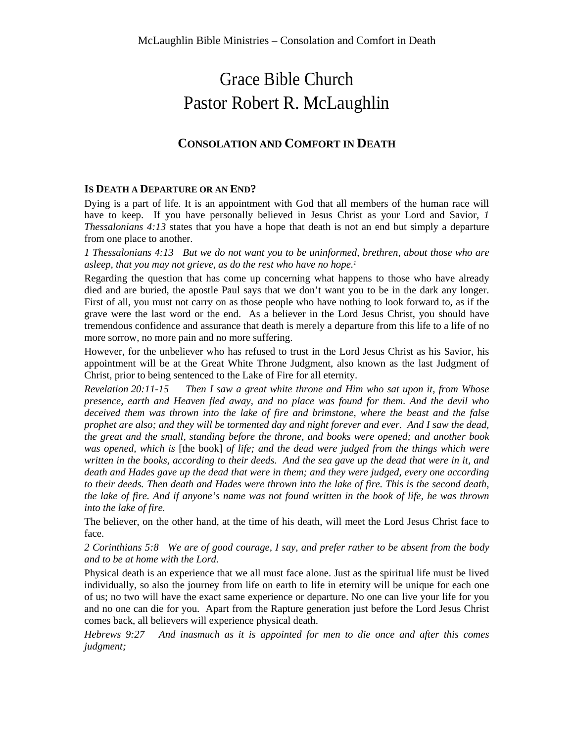# Grace Bible Church
# Pastor Robert R. McLaughlin

## CONSOLATION AND COMFORT IN DEATH

### IS DEATH A DEPARTURE OR AN END?

Dying is a part of life. It is an appointment with God that all members of the human race will have to keep. If you have personally believed in Jesus Christ as your Lord and Savior, *1 Thessalonians 4:13* states that you have a hope that death is not an end but simply a departure from one place to another.

*1 Thessalonians 4:13 But we do not want you to be uninformed, brethren, about those who are asleep, that you may not grieve, as do the rest who have no hope.*[1]

Regarding the question that has come up concerning what happens to those who have already died and are buried, the apostle Paul says that we don't want you to be in the dark any longer. First of all, you must not carry on as those people who have nothing to look forward to, as if the grave were the last word or the end. As a believer in the Lord Jesus Christ, you should have tremendous confidence and assurance that death is merely a departure from this life to a life of no more sorrow, no more pain and no more suffering.

However, for the unbeliever who has refused to trust in the Lord Jesus Christ as his Savior, his appointment will be at the Great White Throne Judgment, also known as the last Judgment of Christ, prior to being sentenced to the Lake of Fire for all eternity.

*Revelation 20:11-15 Then I saw a great white throne and Him who sat upon it, from Whose presence, earth and Heaven fled away, and no place was found for them. And the devil who deceived them was thrown into the lake of fire and brimstone, where the beast and the false prophet are also; and they will be tormented day and night forever and ever. And I saw the dead, the great and the small, standing before the throne, and books were opened; and another book was opened, which is* [the book] *of life; and the dead were judged from the things which were written in the books, according to their deeds. And the sea gave up the dead that were in it, and death and Hades gave up the dead that were in them; and they were judged, every one according to their deeds. Then death and Hades were thrown into the lake of fire. This is the second death, the lake of fire. And if anyone's name was not found written in the book of life, he was thrown into the lake of fire.*

The believer, on the other hand, at the time of his death, will meet the Lord Jesus Christ face to face.

*2 Corinthians 5:8 We are of good courage, I say, and prefer rather to be absent from the body and to be at home with the Lord.*

Physical death is an experience that we all must face alone. Just as the spiritual life must be lived individually, so also the journey from life on earth to life in eternity will be unique for each one of us; no two will have the exact same experience or departure. No one can live your life for you and no one can die for you. Apart from the Rapture generation just before the Lord Jesus Christ comes back, all believers will experience physical death.

*Hebrews 9:27 And inasmuch as it is appointed for men to die once and after this comes judgment;*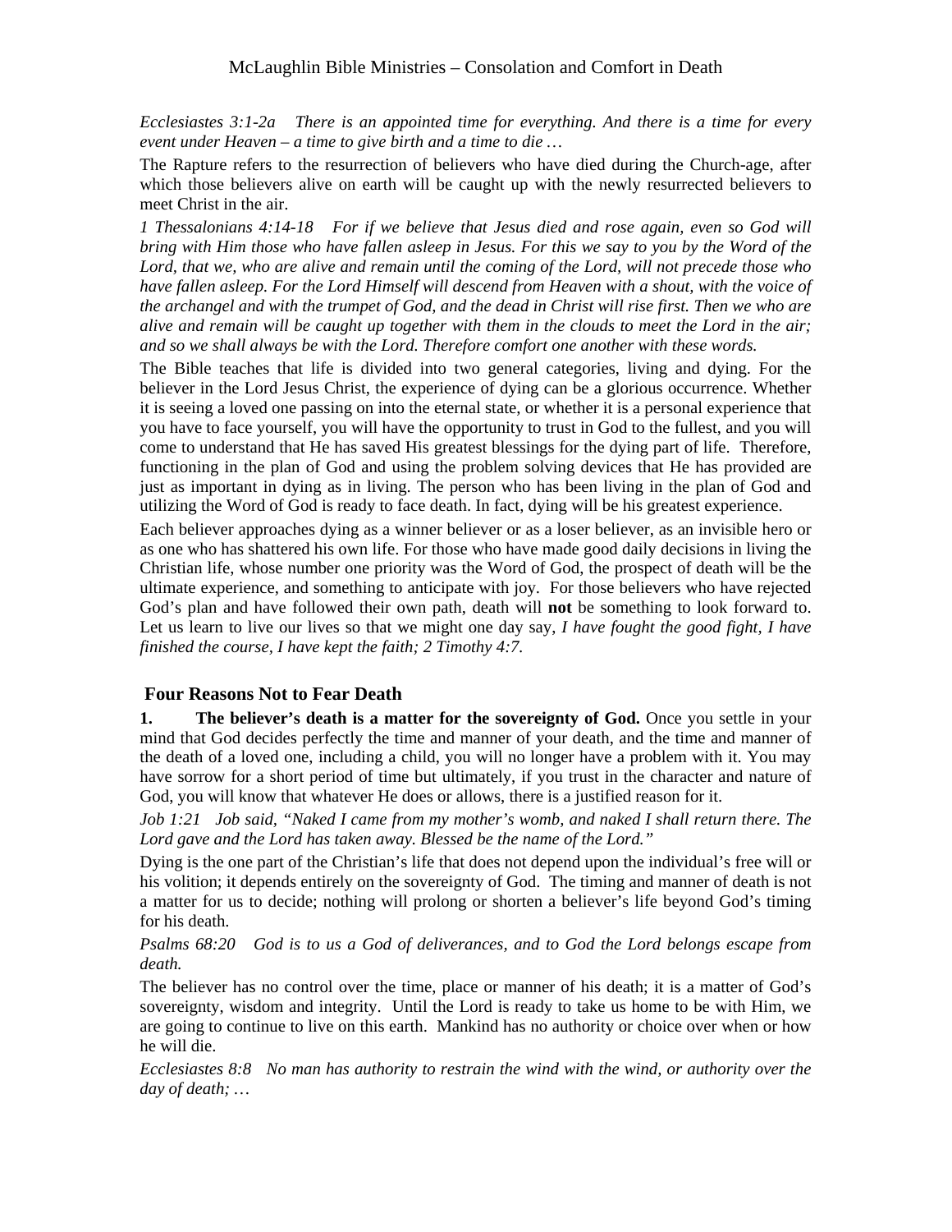*Ecclesiastes 3:1-2a   There is an appointed time for everything. And there is a time for every event under Heaven – a time to give birth and a time to die …*

The Rapture refers to the resurrection of believers who have died during the Church-age, after which those believers alive on earth will be caught up with the newly resurrected believers to meet Christ in the air.

*1 Thessalonians 4:14-18   For if we believe that Jesus died and rose again, even so God will bring with Him those who have fallen asleep in Jesus. For this we say to you by the Word of the Lord, that we, who are alive and remain until the coming of the Lord, will not precede those who have fallen asleep. For the Lord Himself will descend from Heaven with a shout, with the voice of the archangel and with the trumpet of God, and the dead in Christ will rise first. Then we who are alive and remain will be caught up together with them in the clouds to meet the Lord in the air; and so we shall always be with the Lord. Therefore comfort one another with these words.*

The Bible teaches that life is divided into two general categories, living and dying. For the believer in the Lord Jesus Christ, the experience of dying can be a glorious occurrence. Whether it is seeing a loved one passing on into the eternal state, or whether it is a personal experience that you have to face yourself, you will have the opportunity to trust in God to the fullest, and you will come to understand that He has saved His greatest blessings for the dying part of life. Therefore, functioning in the plan of God and using the problem solving devices that He has provided are just as important in dying as in living. The person who has been living in the plan of God and utilizing the Word of God is ready to face death. In fact, dying will be his greatest experience.

Each believer approaches dying as a winner believer or as a loser believer, as an invisible hero or as one who has shattered his own life. For those who have made good daily decisions in living the Christian life, whose number one priority was the Word of God, the prospect of death will be the ultimate experience, and something to anticipate with joy. For those believers who have rejected God's plan and have followed their own path, death will **not** be something to look forward to. Let us learn to live our lives so that we might one day say, *I have fought the good fight, I have finished the course, I have kept the faith; 2 Timothy 4:7.*

## Four Reasons Not to Fear Death

**1. The believer's death is a matter for the sovereignty of God.** Once you settle in your mind that God decides perfectly the time and manner of your death, and the time and manner of the death of a loved one, including a child, you will no longer have a problem with it. You may have sorrow for a short period of time but ultimately, if you trust in the character and nature of God, you will know that whatever He does or allows, there is a justified reason for it.

*Job 1:21   Job said, "Naked I came from my mother's womb, and naked I shall return there. The Lord gave and the Lord has taken away. Blessed be the name of the Lord."*

Dying is the one part of the Christian's life that does not depend upon the individual's free will or his volition; it depends entirely on the sovereignty of God. The timing and manner of death is not a matter for us to decide; nothing will prolong or shorten a believer's life beyond God's timing for his death.

*Psalms 68:20   God is to us a God of deliverances, and to God the Lord belongs escape from death.*

The believer has no control over the time, place or manner of his death; it is a matter of God's sovereignty, wisdom and integrity. Until the Lord is ready to take us home to be with Him, we are going to continue to live on this earth. Mankind has no authority or choice over when or how he will die.

*Ecclesiastes 8:8   No man has authority to restrain the wind with the wind, or authority over the day of death; …*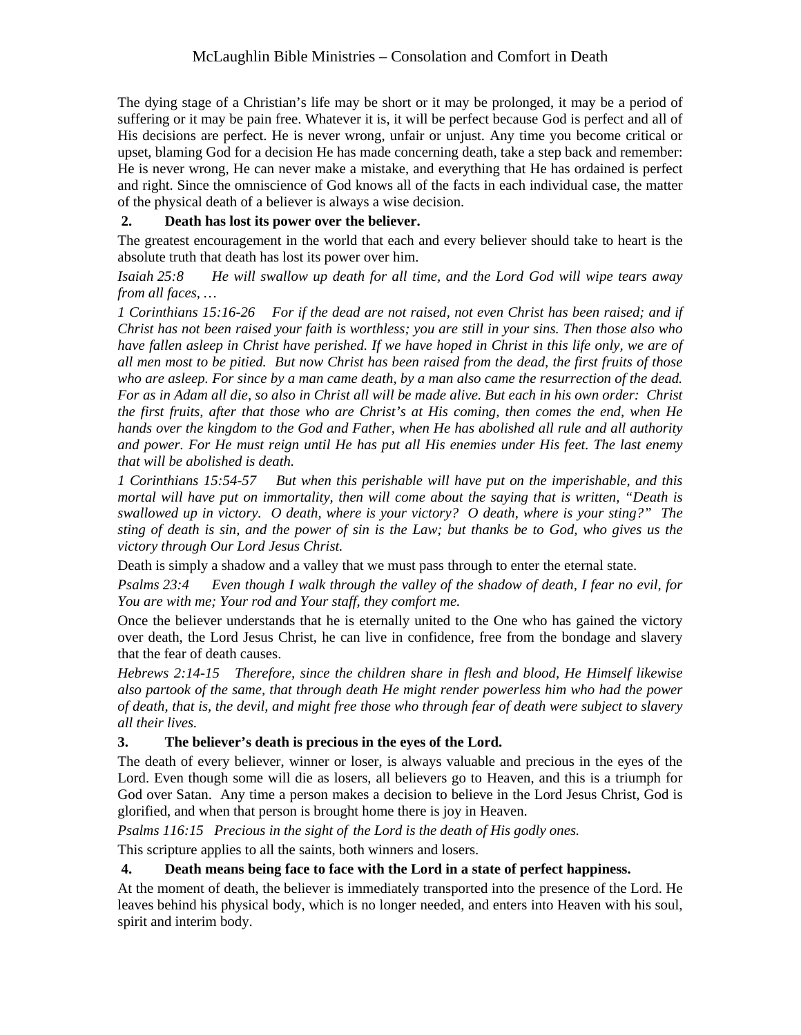The dying stage of a Christian's life may be short or it may be prolonged, it may be a period of suffering or it may be pain free. Whatever it is, it will be perfect because God is perfect and all of His decisions are perfect. He is never wrong, unfair or unjust. Any time you become critical or upset, blaming God for a decision He has made concerning death, take a step back and remember: He is never wrong, He can never make a mistake, and everything that He has ordained is perfect and right. Since the omniscience of God knows all of the facts in each individual case, the matter of the physical death of a believer is always a wise decision.

**2. Death has lost its power over the believer.**

The greatest encouragement in the world that each and every believer should take to heart is the absolute truth that death has lost its power over him.

*Isaiah 25:8 He will swallow up death for all time, and the Lord God will wipe tears away from all faces, …*

*1 Corinthians 15:16-26 For if the dead are not raised, not even Christ has been raised; and if Christ has not been raised your faith is worthless; you are still in your sins. Then those also who have fallen asleep in Christ have perished. If we have hoped in Christ in this life only, we are of all men most to be pitied. But now Christ has been raised from the dead, the first fruits of those who are asleep. For since by a man came death, by a man also came the resurrection of the dead. For as in Adam all die, so also in Christ all will be made alive. But each in his own order: Christ the first fruits, after that those who are Christ's at His coming, then comes the end, when He hands over the kingdom to the God and Father, when He has abolished all rule and all authority and power. For He must reign until He has put all His enemies under His feet. The last enemy that will be abolished is death.*

*1 Corinthians 15:54-57 But when this perishable will have put on the imperishable, and this mortal will have put on immortality, then will come about the saying that is written, "Death is swallowed up in victory. O death, where is your victory? O death, where is your sting?" The sting of death is sin, and the power of sin is the Law; but thanks be to God, who gives us the victory through Our Lord Jesus Christ.*

Death is simply a shadow and a valley that we must pass through to enter the eternal state.

*Psalms 23:4 Even though I walk through the valley of the shadow of death, I fear no evil, for You are with me; Your rod and Your staff, they comfort me.*

Once the believer understands that he is eternally united to the One who has gained the victory over death, the Lord Jesus Christ, he can live in confidence, free from the bondage and slavery that the fear of death causes.

*Hebrews 2:14-15 Therefore, since the children share in flesh and blood, He Himself likewise also partook of the same, that through death He might render powerless him who had the power of death, that is, the devil, and might free those who through fear of death were subject to slavery all their lives.*

**3. The believer's death is precious in the eyes of the Lord.**

The death of every believer, winner or loser, is always valuable and precious in the eyes of the Lord. Even though some will die as losers, all believers go to Heaven, and this is a triumph for God over Satan. Any time a person makes a decision to believe in the Lord Jesus Christ, God is glorified, and when that person is brought home there is joy in Heaven.

*Psalms 116:15 Precious in the sight of the Lord is the death of His godly ones.*

This scripture applies to all the saints, both winners and losers.

**4. Death means being face to face with the Lord in a state of perfect happiness.**

At the moment of death, the believer is immediately transported into the presence of the Lord. He leaves behind his physical body, which is no longer needed, and enters into Heaven with his soul, spirit and interim body.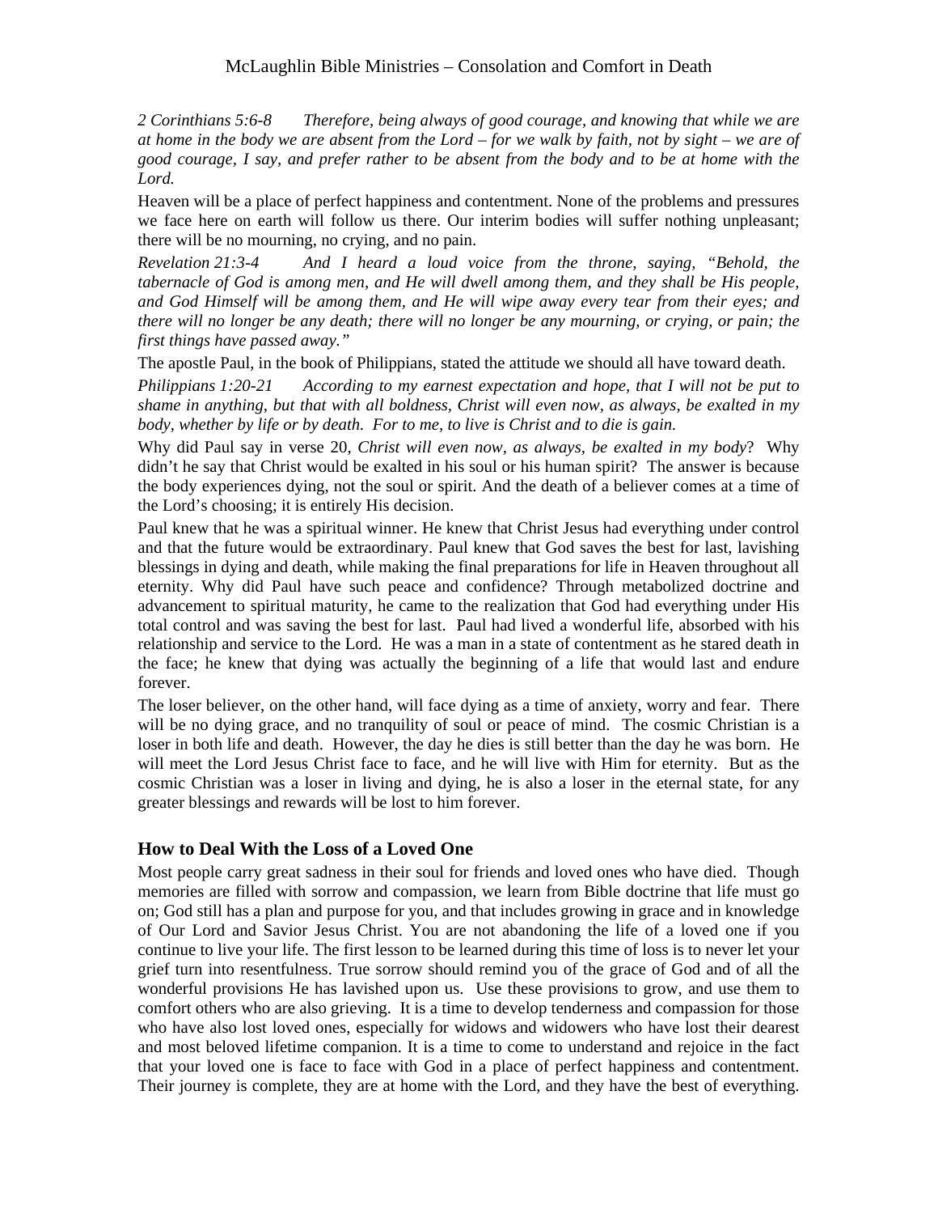*2 Corinthians 5:6-8 Therefore, being always of good courage, and knowing that while we are at home in the body we are absent from the Lord – for we walk by faith, not by sight – we are of good courage, I say, and prefer rather to be absent from the body and to be at home with the Lord.*

Heaven will be a place of perfect happiness and contentment. None of the problems and pressures we face here on earth will follow us there. Our interim bodies will suffer nothing unpleasant; there will be no mourning, no crying, and no pain.

*Revelation 21:3-4 And I heard a loud voice from the throne, saying, "Behold, the tabernacle of God is among men, and He will dwell among them, and they shall be His people, and God Himself will be among them, and He will wipe away every tear from their eyes; and there will no longer be any death; there will no longer be any mourning, or crying, or pain; the first things have passed away."*

The apostle Paul, in the book of Philippians, stated the attitude we should all have toward death.

*Philippians 1:20-21 According to my earnest expectation and hope, that I will not be put to shame in anything, but that with all boldness, Christ will even now, as always, be exalted in my body, whether by life or by death. For to me, to live is Christ and to die is gain.*

Why did Paul say in verse 20, *Christ will even now, as always, be exalted in my body*? Why didn't he say that Christ would be exalted in his soul or his human spirit? The answer is because the body experiences dying, not the soul or spirit. And the death of a believer comes at a time of the Lord's choosing; it is entirely His decision.

Paul knew that he was a spiritual winner. He knew that Christ Jesus had everything under control and that the future would be extraordinary. Paul knew that God saves the best for last, lavishing blessings in dying and death, while making the final preparations for life in Heaven throughout all eternity. Why did Paul have such peace and confidence? Through metabolized doctrine and advancement to spiritual maturity, he came to the realization that God had everything under His total control and was saving the best for last. Paul had lived a wonderful life, absorbed with his relationship and service to the Lord. He was a man in a state of contentment as he stared death in the face; he knew that dying was actually the beginning of a life that would last and endure forever.

The loser believer, on the other hand, will face dying as a time of anxiety, worry and fear. There will be no dying grace, and no tranquility of soul or peace of mind. The cosmic Christian is a loser in both life and death. However, the day he dies is still better than the day he was born. He will meet the Lord Jesus Christ face to face, and he will live with Him for eternity. But as the cosmic Christian was a loser in living and dying, he is also a loser in the eternal state, for any greater blessings and rewards will be lost to him forever.

### How to Deal With the Loss of a Loved One

Most people carry great sadness in their soul for friends and loved ones who have died. Though memories are filled with sorrow and compassion, we learn from Bible doctrine that life must go on; God still has a plan and purpose for you, and that includes growing in grace and in knowledge of Our Lord and Savior Jesus Christ. You are not abandoning the life of a loved one if you continue to live your life. The first lesson to be learned during this time of loss is to never let your grief turn into resentfulness. True sorrow should remind you of the grace of God and of all the wonderful provisions He has lavished upon us. Use these provisions to grow, and use them to comfort others who are also grieving. It is a time to develop tenderness and compassion for those who have also lost loved ones, especially for widows and widowers who have lost their dearest and most beloved lifetime companion. It is a time to come to understand and rejoice in the fact that your loved one is face to face with God in a place of perfect happiness and contentment. Their journey is complete, they are at home with the Lord, and they have the best of everything.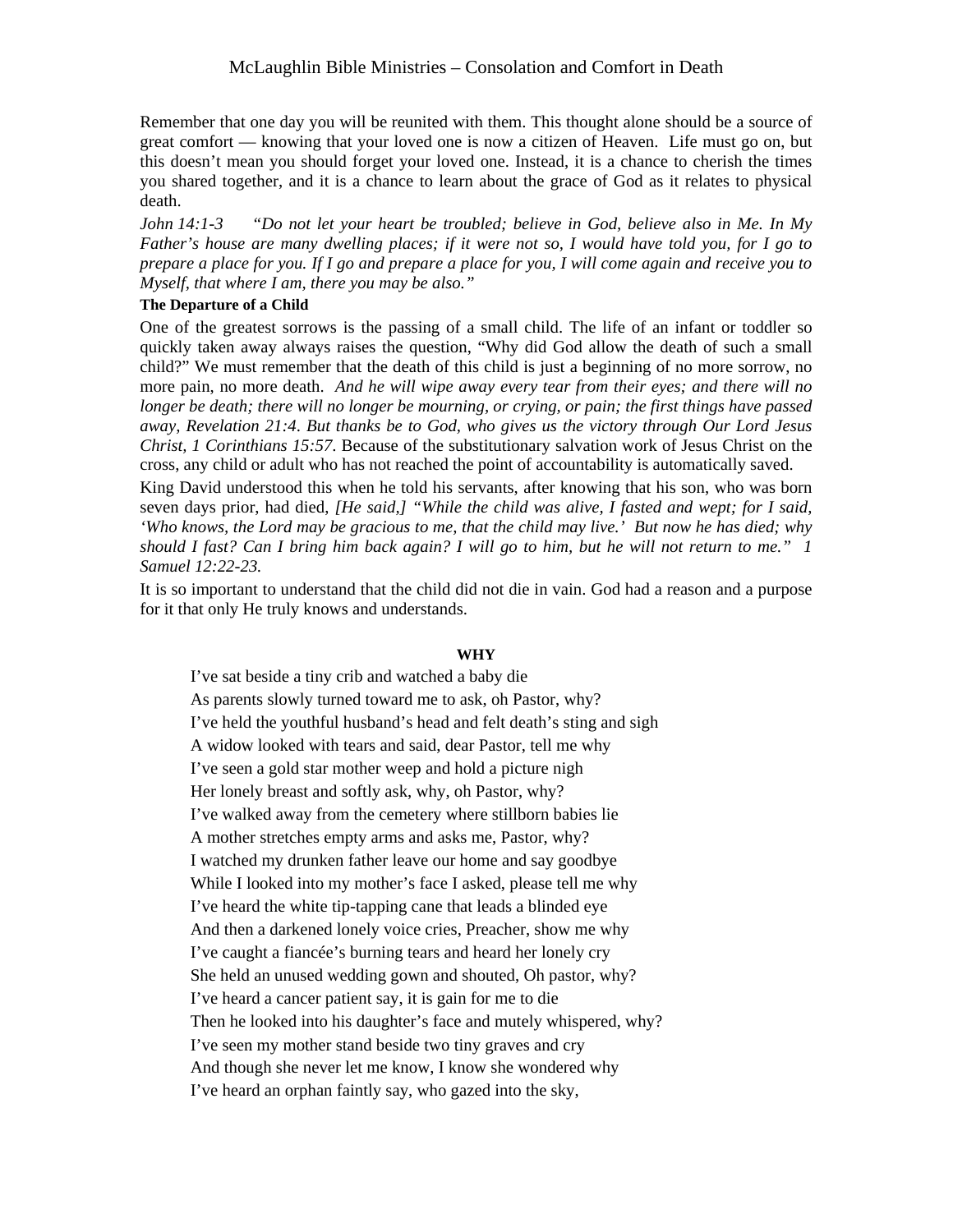Remember that one day you will be reunited with them. This thought alone should be a source of great comfort — knowing that your loved one is now a citizen of Heaven. Life must go on, but this doesn't mean you should forget your loved one. Instead, it is a chance to cherish the times you shared together, and it is a chance to learn about the grace of God as it relates to physical death.

*John 14:1-3 "Do not let your heart be troubled; believe in God, believe also in Me. In My Father's house are many dwelling places; if it were not so, I would have told you, for I go to prepare a place for you. If I go and prepare a place for you, I will come again and receive you to Myself, that where I am, there you may be also."*

**The Departure of a Child**

One of the greatest sorrows is the passing of a small child. The life of an infant or toddler so quickly taken away always raises the question, "Why did God allow the death of such a small child?" We must remember that the death of this child is just a beginning of no more sorrow, no more pain, no more death. *And he will wipe away every tear from their eyes; and there will no longer be death; there will no longer be mourning, or crying, or pain; the first things have passed away, Revelation 21:4. But thanks be to God, who gives us the victory through Our Lord Jesus Christ, 1 Corinthians 15:57.* Because of the substitutionary salvation work of Jesus Christ on the cross, any child or adult who has not reached the point of accountability is automatically saved.

King David understood this when he told his servants, after knowing that his son, who was born seven days prior, had died, *[He said,] "While the child was alive, I fasted and wept; for I said, 'Who knows, the Lord may be gracious to me, that the child may live.' But now he has died; why should I fast? Can I bring him back again? I will go to him, but he will not return to me." 1 Samuel 12:22-23.*

It is so important to understand that the child did not die in vain. God had a reason and a purpose for it that only He truly knows and understands.

**WHY**

I've sat beside a tiny crib and watched a baby die
As parents slowly turned toward me to ask, oh Pastor, why?
I've held the youthful husband's head and felt death's sting and sigh
A widow looked with tears and said, dear Pastor, tell me why
I've seen a gold star mother weep and hold a picture nigh
Her lonely breast and softly ask, why, oh Pastor, why?
I've walked away from the cemetery where stillborn babies lie
A mother stretches empty arms and asks me, Pastor, why?
I watched my drunken father leave our home and say goodbye
While I looked into my mother's face I asked, please tell me why
I've heard the white tip-tapping cane that leads a blinded eye
And then a darkened lonely voice cries, Preacher, show me why
I've caught a fiancée's burning tears and heard her lonely cry
She held an unused wedding gown and shouted, Oh pastor, why?
I've heard a cancer patient say, it is gain for me to die
Then he looked into his daughter's face and mutely whispered, why?
I've seen my mother stand beside two tiny graves and cry
And though she never let me know, I know she wondered why
I've heard an orphan faintly say, who gazed into the sky,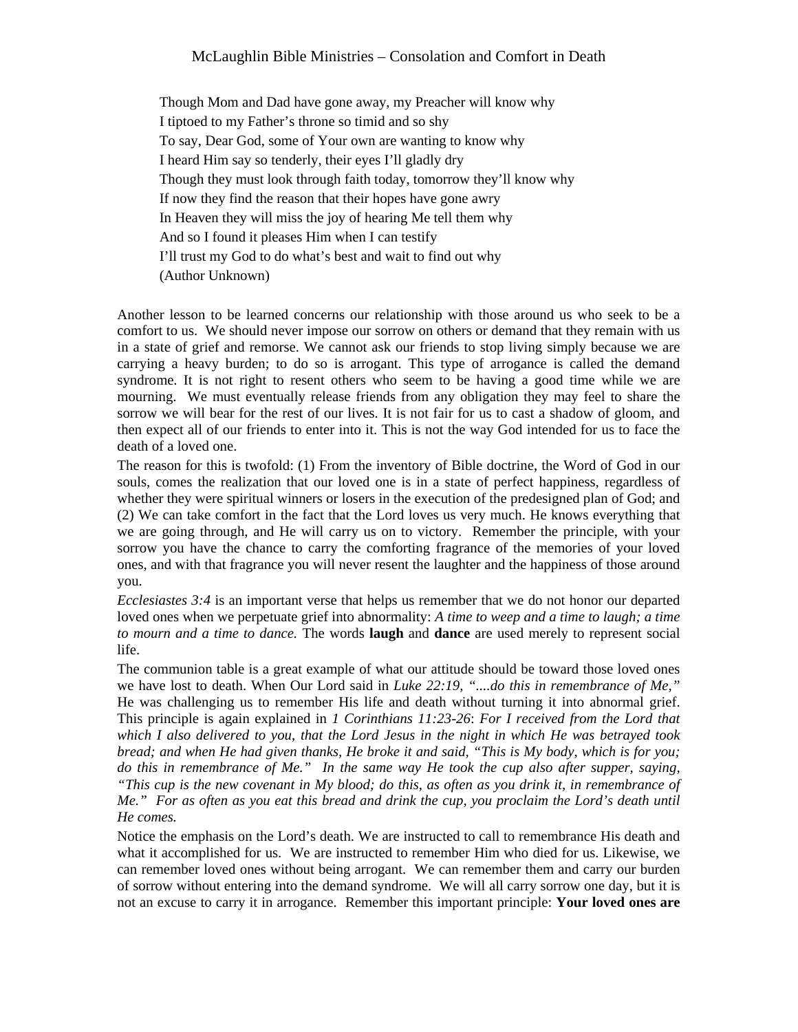Though Mom and Dad have gone away, my Preacher will know why
I tiptoed to my Father's throne so timid and so shy
To say, Dear God, some of Your own are wanting to know why
I heard Him say so tenderly, their eyes I'll gladly dry
Though they must look through faith today, tomorrow they'll know why
If now they find the reason that their hopes have gone awry
In Heaven they will miss the joy of hearing Me tell them why
And so I found it pleases Him when I can testify
I'll trust my God to do what's best and wait to find out why
(Author Unknown)

Another lesson to be learned concerns our relationship with those around us who seek to be a comfort to us. We should never impose our sorrow on others or demand that they remain with us in a state of grief and remorse. We cannot ask our friends to stop living simply because we are carrying a heavy burden; to do so is arrogant. This type of arrogance is called the demand syndrome. It is not right to resent others who seem to be having a good time while we are mourning. We must eventually release friends from any obligation they may feel to share the sorrow we will bear for the rest of our lives. It is not fair for us to cast a shadow of gloom, and then expect all of our friends to enter into it. This is not the way God intended for us to face the death of a loved one.

The reason for this is twofold: (1) From the inventory of Bible doctrine, the Word of God in our souls, comes the realization that our loved one is in a state of perfect happiness, regardless of whether they were spiritual winners or losers in the execution of the predesigned plan of God; and (2) We can take comfort in the fact that the Lord loves us very much. He knows everything that we are going through, and He will carry us on to victory. Remember the principle, with your sorrow you have the chance to carry the comforting fragrance of the memories of your loved ones, and with that fragrance you will never resent the laughter and the happiness of those around you.

*Ecclesiastes 3:4* is an important verse that helps us remember that we do not honor our departed loved ones when we perpetuate grief into abnormality: *A time to weep and a time to laugh; a time to mourn and a time to dance.* The words **laugh** and **dance** are used merely to represent social life.

The communion table is a great example of what our attitude should be toward those loved ones we have lost to death. When Our Lord said in *Luke 22:19*, *"....do this in remembrance of Me,"* He was challenging us to remember His life and death without turning it into abnormal grief. This principle is again explained in *1 Corinthians 11:23-26*: *For I received from the Lord that which I also delivered to you, that the Lord Jesus in the night in which He was betrayed took bread; and when He had given thanks, He broke it and said, "This is My body, which is for you; do this in remembrance of Me." In the same way He took the cup also after supper, saying, "This cup is the new covenant in My blood; do this, as often as you drink it, in remembrance of Me." For as often as you eat this bread and drink the cup, you proclaim the Lord's death until He comes.*

Notice the emphasis on the Lord's death. We are instructed to call to remembrance His death and what it accomplished for us. We are instructed to remember Him who died for us. Likewise, we can remember loved ones without being arrogant. We can remember them and carry our burden of sorrow without entering into the demand syndrome. We will all carry sorrow one day, but it is not an excuse to carry it in arrogance. Remember this important principle: **Your loved ones are**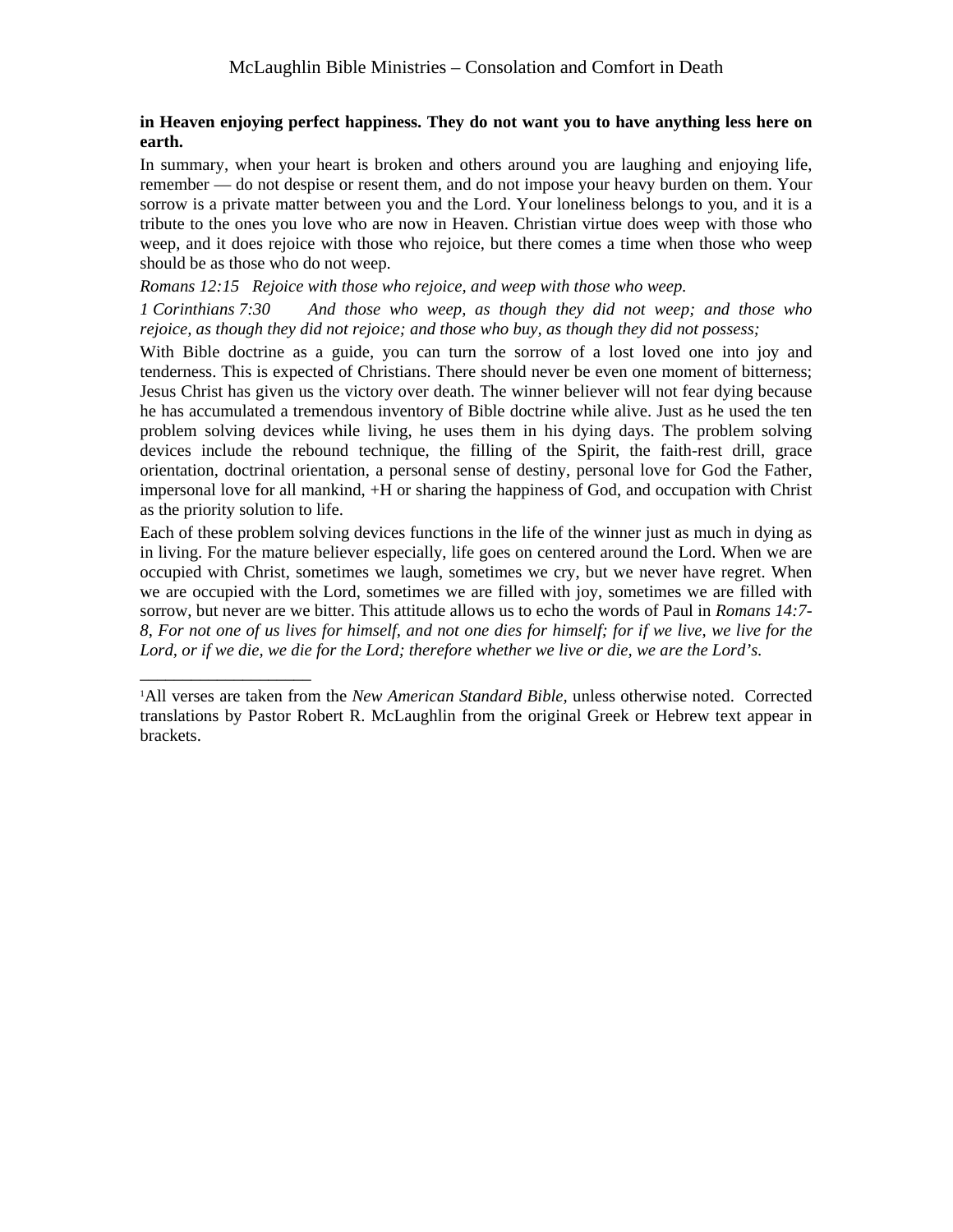**in Heaven enjoying perfect happiness. They do not want you to have anything less here on earth.**

In summary, when your heart is broken and others around you are laughing and enjoying life, remember — do not despise or resent them, and do not impose your heavy burden on them. Your sorrow is a private matter between you and the Lord. Your loneliness belongs to you, and it is a tribute to the ones you love who are now in Heaven. Christian virtue does weep with those who weep, and it does rejoice with those who rejoice, but there comes a time when those who weep should be as those who do not weep.

*Romans 12:15 Rejoice with those who rejoice, and weep with those who weep.*

*1 Corinthians 7:30 And those who weep, as though they did not weep; and those who rejoice, as though they did not rejoice; and those who buy, as though they did not possess;*

With Bible doctrine as a guide, you can turn the sorrow of a lost loved one into joy and tenderness. This is expected of Christians. There should never be even one moment of bitterness; Jesus Christ has given us the victory over death. The winner believer will not fear dying because he has accumulated a tremendous inventory of Bible doctrine while alive. Just as he used the ten problem solving devices while living, he uses them in his dying days. The problem solving devices include the rebound technique, the filling of the Spirit, the faith-rest drill, grace orientation, doctrinal orientation, a personal sense of destiny, personal love for God the Father, impersonal love for all mankind, +H or sharing the happiness of God, and occupation with Christ as the priority solution to life.

Each of these problem solving devices functions in the life of the winner just as much in dying as in living. For the mature believer especially, life goes on centered around the Lord. When we are occupied with Christ, sometimes we laugh, sometimes we cry, but we never have regret. When we are occupied with the Lord, sometimes we are filled with joy, sometimes we are filled with sorrow, but never are we bitter. This attitude allows us to echo the words of Paul in *Romans 14:7-8, For not one of us lives for himself, and not one dies for himself; for if we live, we live for the Lord, or if we die, we die for the Lord; therefore whether we live or die, we are the Lord's.*

---

[1]All verses are taken from the *New American Standard Bible,* unless otherwise noted. Corrected translations by Pastor Robert R. McLaughlin from the original Greek or Hebrew text appear in brackets.